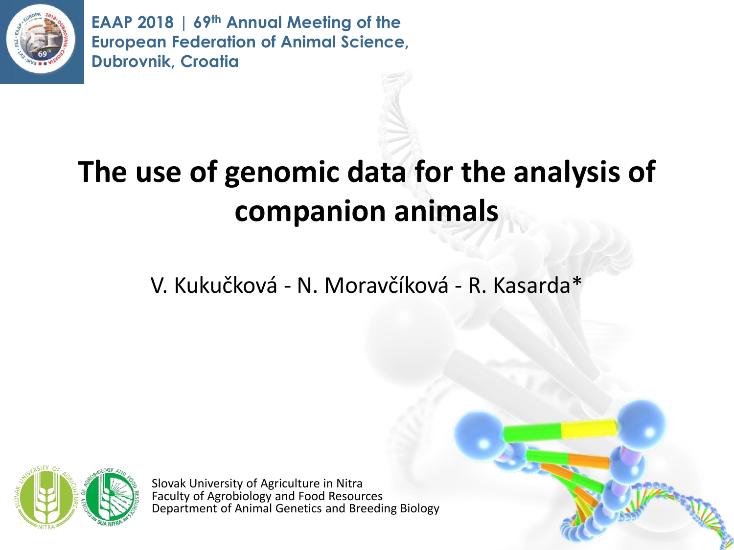EAAP 2018 | 69th Annual Meeting of the European Federation of Animal Science, Dubrovnik, Croatia

# The use of genomic data for the analysis of companion animals

V. Kukučková - N. Moravčíková - R. Kasarda*

Slovak University of Agriculture in Nitra
Faculty of Agrobiology and Food Resources
Department of Animal Genetics and Breeding Biology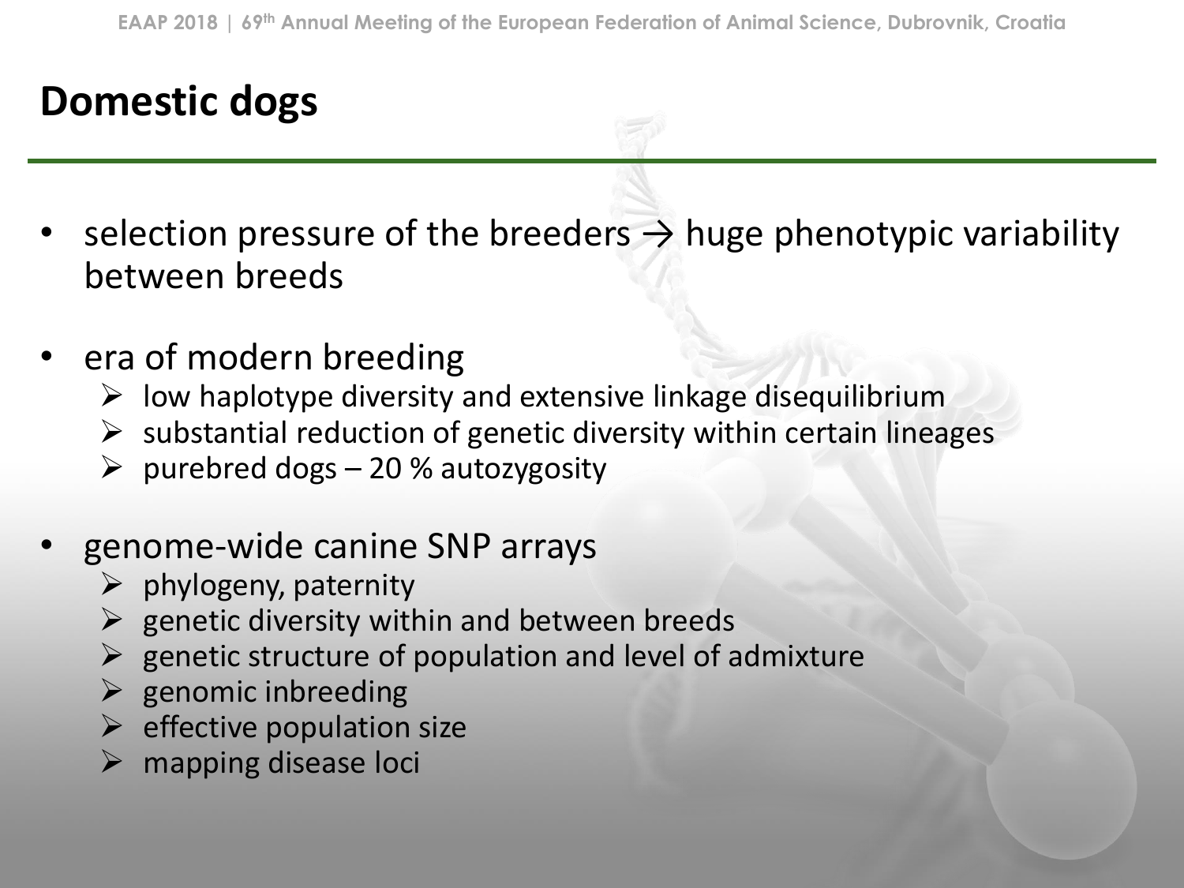# Domestic dogs

- selection pressure of the breeders → huge phenotypic variability between breeds

- era of modern breeding
  - low haplotype diversity and extensive linkage disequilibrium
  - substantial reduction of genetic diversity within certain lineages
  - purebred dogs – 20 % autozygosity

- genome-wide canine SNP arrays
  - phylogeny, paternity
  - genetic diversity within and between breeds
  - genetic structure of population and level of admixture
  - genomic inbreeding
  - effective population size
  - mapping disease loci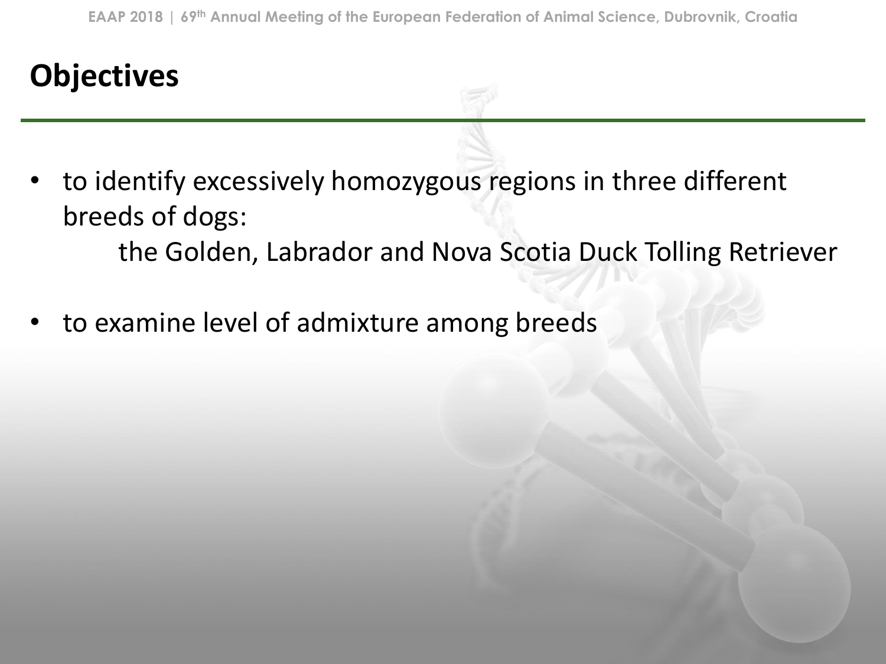## Objectives

- to identify excessively homozygous regions in three different breeds of dogs:

  the Golden, Labrador and Nova Scotia Duck Tolling Retriever

- to examine level of admixture among breeds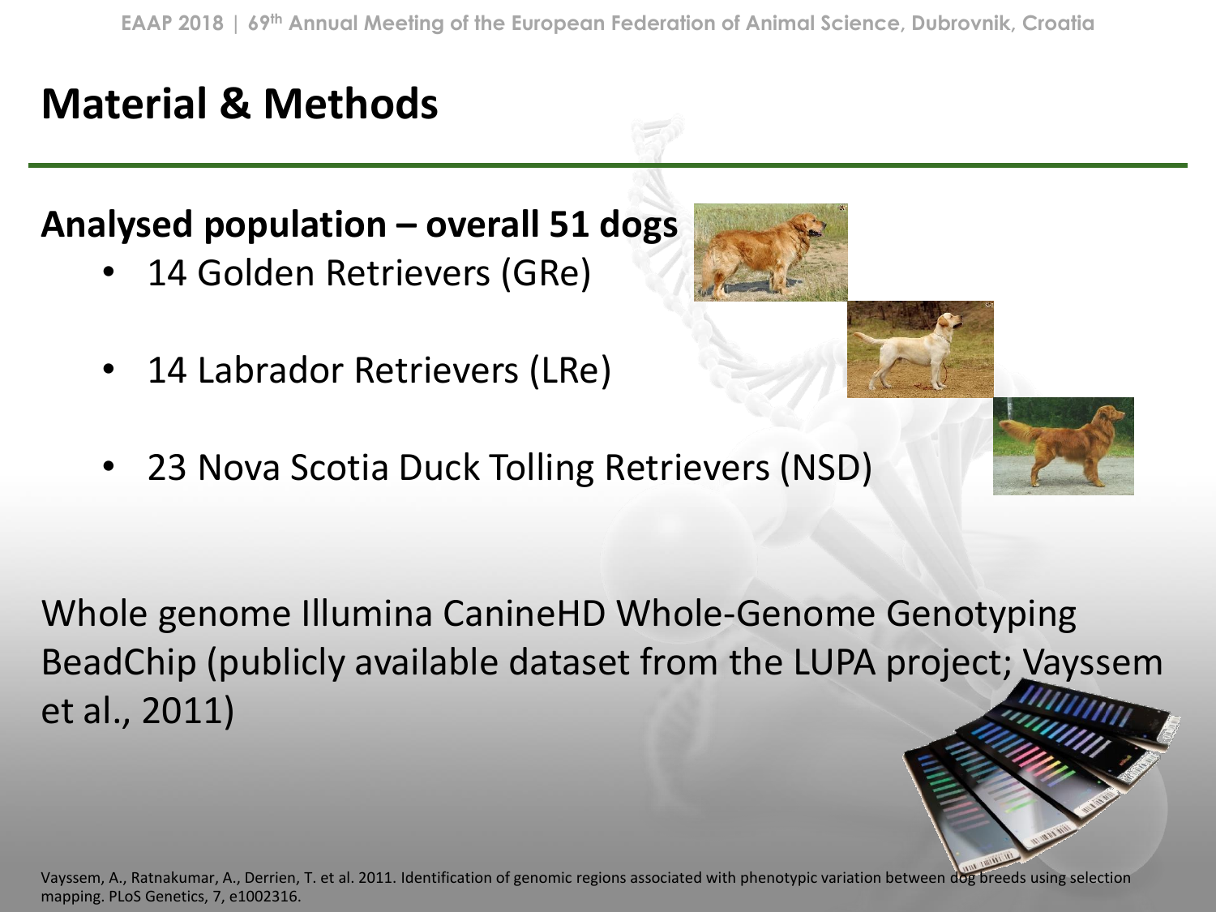# Material & Methods

**Analysed population – overall 51 dogs**

- 14 Golden Retrievers (GRe)
- 14 Labrador Retrievers (LRe)
- 23 Nova Scotia Duck Tolling Retrievers (NSD)

Whole genome Illumina CanineHD Whole-Genome Genotyping BeadChip (publicly available dataset from the LUPA project; Vayssem et al., 2011)

Vayssem, A., Ratnakumar, A., Derrien, T. et al. 2011. Identification of genomic regions associated with phenotypic variation between dog breeds using selection mapping. PLoS Genetics, 7, e1002316.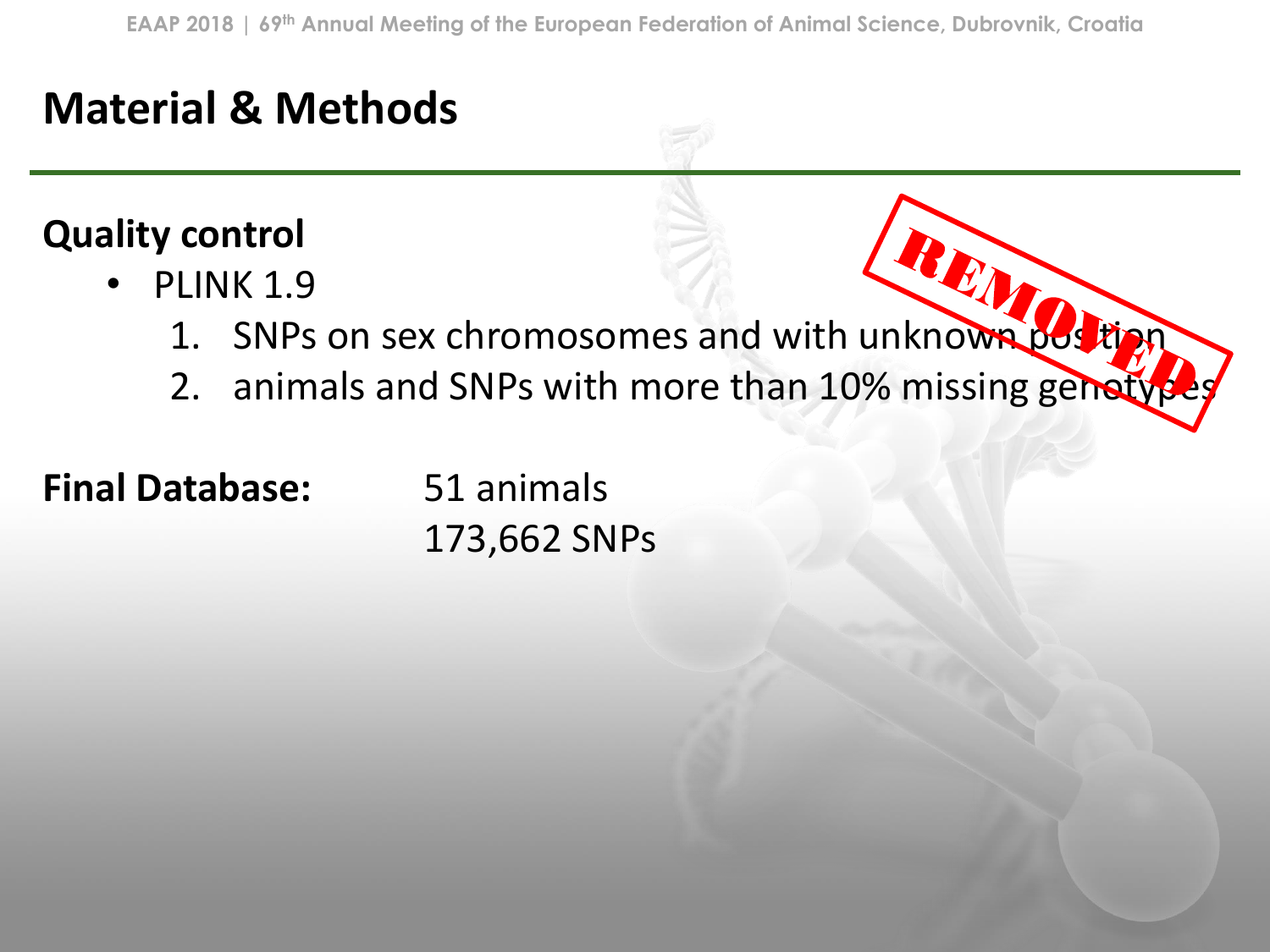# Material & Methods

## Quality control

- PLINK 1.9
  1. SNPs on sex chromosomes and with unknown position
  2. animals and SNPs with more than 10% missing genotypes

REMOVED

**Final Database:** 51 animals
173,662 SNPs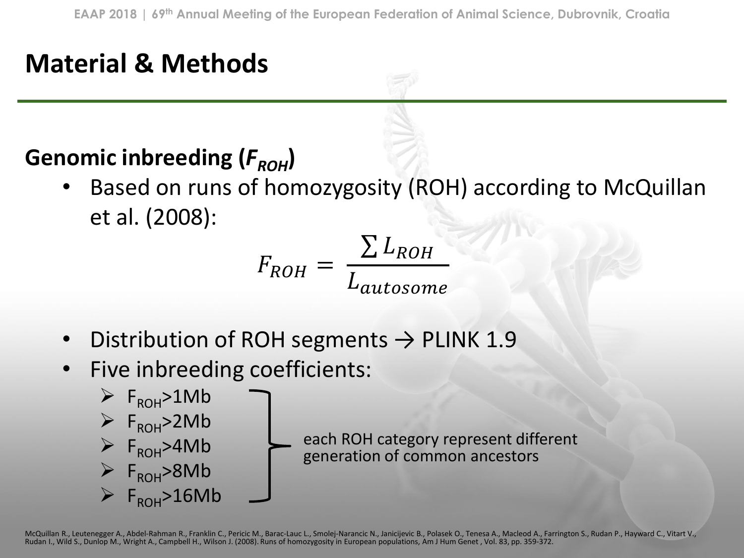# Material & Methods

## Genomic inbreeding ($F_{ROH}$)

- Based on runs of homozygosity (ROH) according to McQuillan et al. (2008):

$$F_{ROH} = \frac{\sum L_{ROH}}{L_{autosome}}$$

- Distribution of ROH segments → PLINK 1.9
- Five inbreeding coefficients:
  - $F_{ROH}$>1Mb
  - $F_{ROH}$>2Mb
  - $F_{ROH}$>4Mb
  - $F_{ROH}$>8Mb
  - $F_{ROH}$>16Mb

  each ROH category represent different generation of common ancestors

McQuillan R., Leutenegger A., Abdel-Rahman R., Franklin C., Pericic M., Barac-Lauc L., Smolej-Narancic N., Janicijevic B., Polasek O., Tenesa A., Macleod A., Farrington S., Rudan P., Hayward C., Vitart V., Rudan I., Wild S., Dunlop M., Wright A., Campbell H., Wilson J. (2008). Runs of homozygosity in European populations, Am J Hum Genet , Vol. 83, pp. 359-372.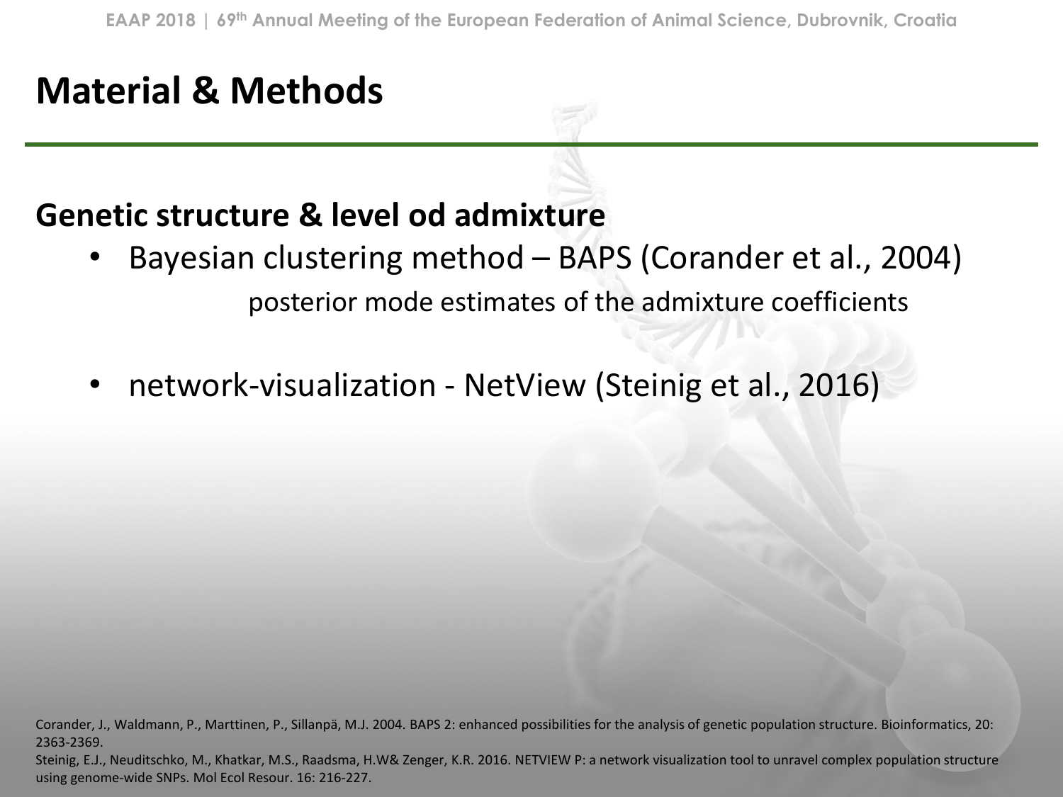# Material & Methods

## Genetic structure & level od admixture

- Bayesian clustering method – BAPS (Corander et al., 2004)

  posterior mode estimates of the admixture coefficients

- network-visualization - NetView (Steinig et al., 2016)

Corander, J., Waldmann, P., Marttinen, P., Sillanpä, M.J. 2004. BAPS 2: enhanced possibilities for the analysis of genetic population structure. Bioinformatics, 20: 2363-2369.

Steinig, E.J., Neuditschko, M., Khatkar, M.S., Raadsma, H.W& Zenger, K.R. 2016. NETVIEW P: a network visualization tool to unravel complex population structure using genome-wide SNPs. Mol Ecol Resour. 16: 216-227.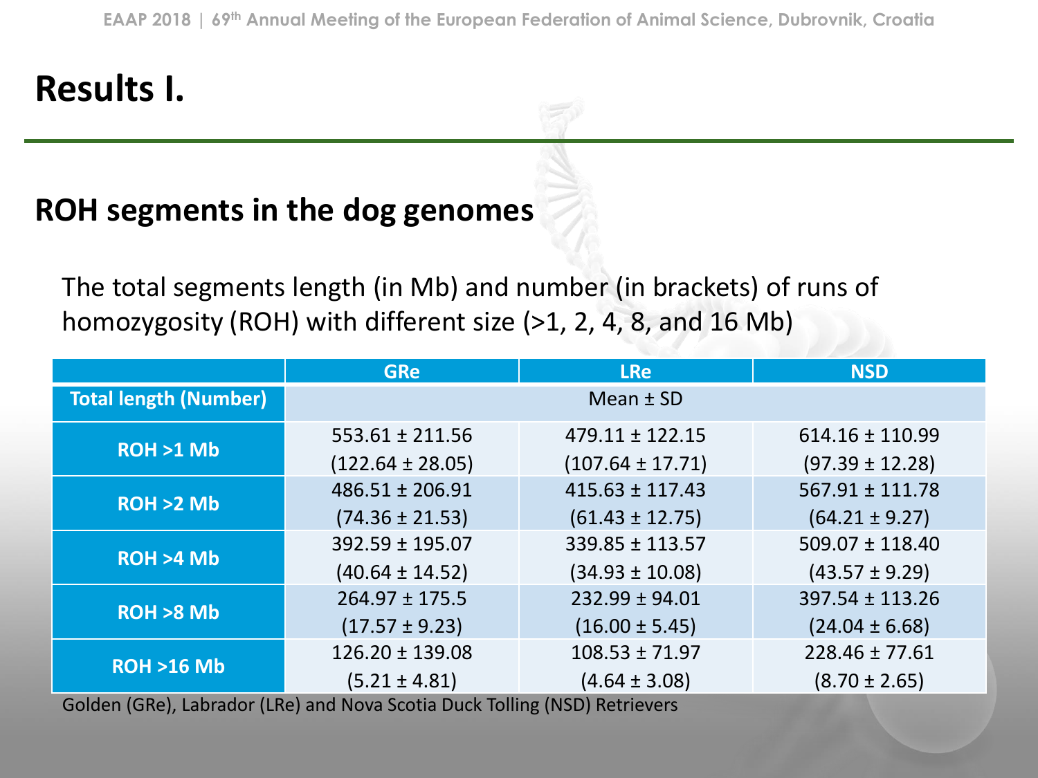# Results I.

## ROH segments in the dog genomes

The total segments length (in Mb) and number (in brackets) of runs of homozygosity (ROH) with different size (>1, 2, 4, 8, and 16 Mb)

| | GRe | LRe | NSD |
|---|---|---|---|
| **Total length (Number)** | Mean ± SD | | |
| **ROH >1 Mb** | 553.61 ± 211.56 (122.64 ± 28.05) | 479.11 ± 122.15 (107.64 ± 17.71) | 614.16 ± 110.99 (97.39 ± 12.28) |
| **ROH >2 Mb** | 486.51 ± 206.91 (74.36 ± 21.53) | 415.63 ± 117.43 (61.43 ± 12.75) | 567.91 ± 111.78 (64.21 ± 9.27) |
| **ROH >4 Mb** | 392.59 ± 195.07 (40.64 ± 14.52) | 339.85 ± 113.57 (34.93 ± 10.08) | 509.07 ± 118.40 (43.57 ± 9.29) |
| **ROH >8 Mb** | 264.97 ± 175.5 (17.57 ± 9.23) | 232.99 ± 94.01 (16.00 ± 5.45) | 397.54 ± 113.26 (24.04 ± 6.68) |
| **ROH >16 Mb** | 126.20 ± 139.08 (5.21 ± 4.81) | 108.53 ± 71.97 (4.64 ± 3.08) | 228.46 ± 77.61 (8.70 ± 2.65) |

Golden (GRe), Labrador (LRe) and Nova Scotia Duck Tolling (NSD) Retrievers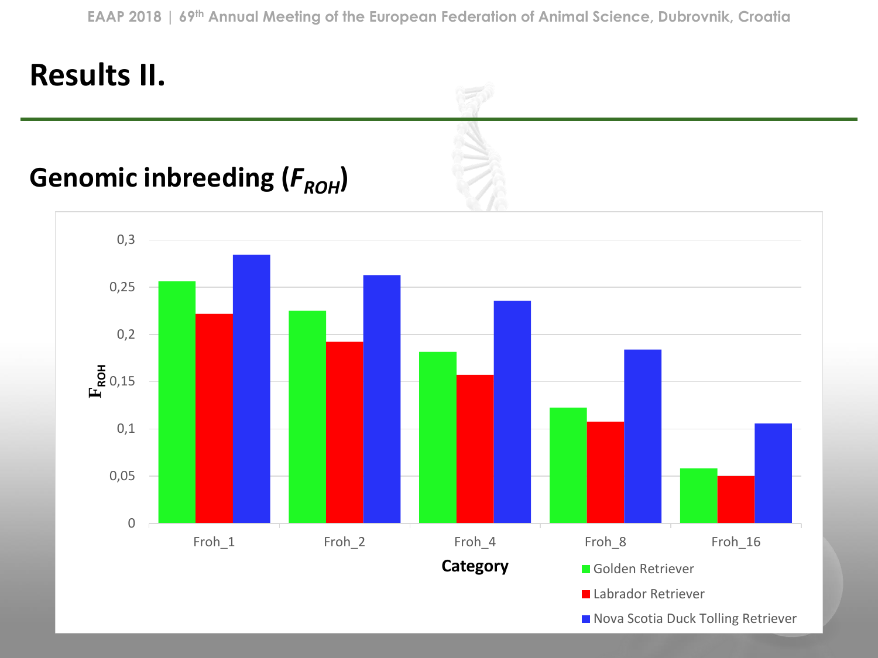# Results II.

## Genomic inbreeding ($F_{ROH}$)

$F_{ROH}$

0,3
0,25
0,2
0,15
0,1
0,05
0

Froh_1 Froh_2 Froh_4 Froh_8 Froh_16

**Category**

- Golden Retriever
- Labrador Retriever
- Nova Scotia Duck Tolling Retriever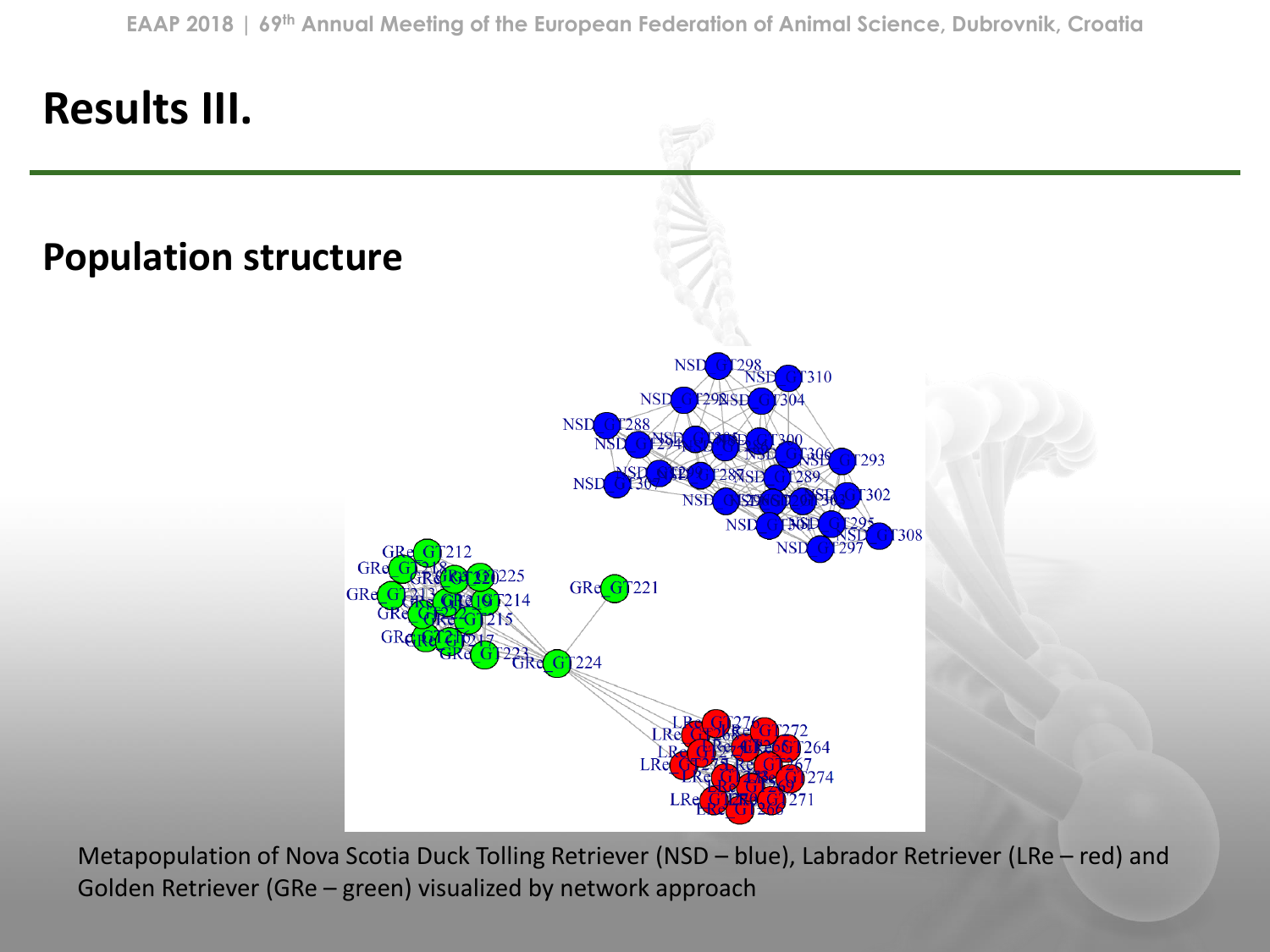# Results III.

## Population structure

Metapopulation of Nova Scotia Duck Tolling Retriever (NSD – blue), Labrador Retriever (LRe – red) and Golden Retriever (GRe – green) visualized by network approach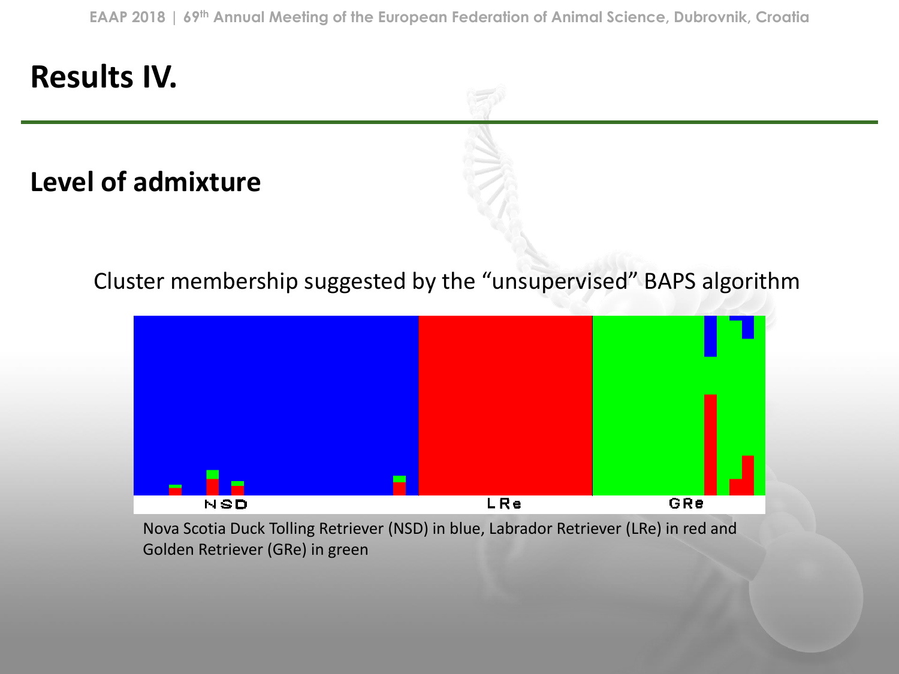# Results IV.

## Level of admixture

Cluster membership suggested by the "unsupervised" BAPS algorithm

Nova Scotia Duck Tolling Retriever (NSD) in blue, Labrador Retriever (LRe) in red and Golden Retriever (GRe) in green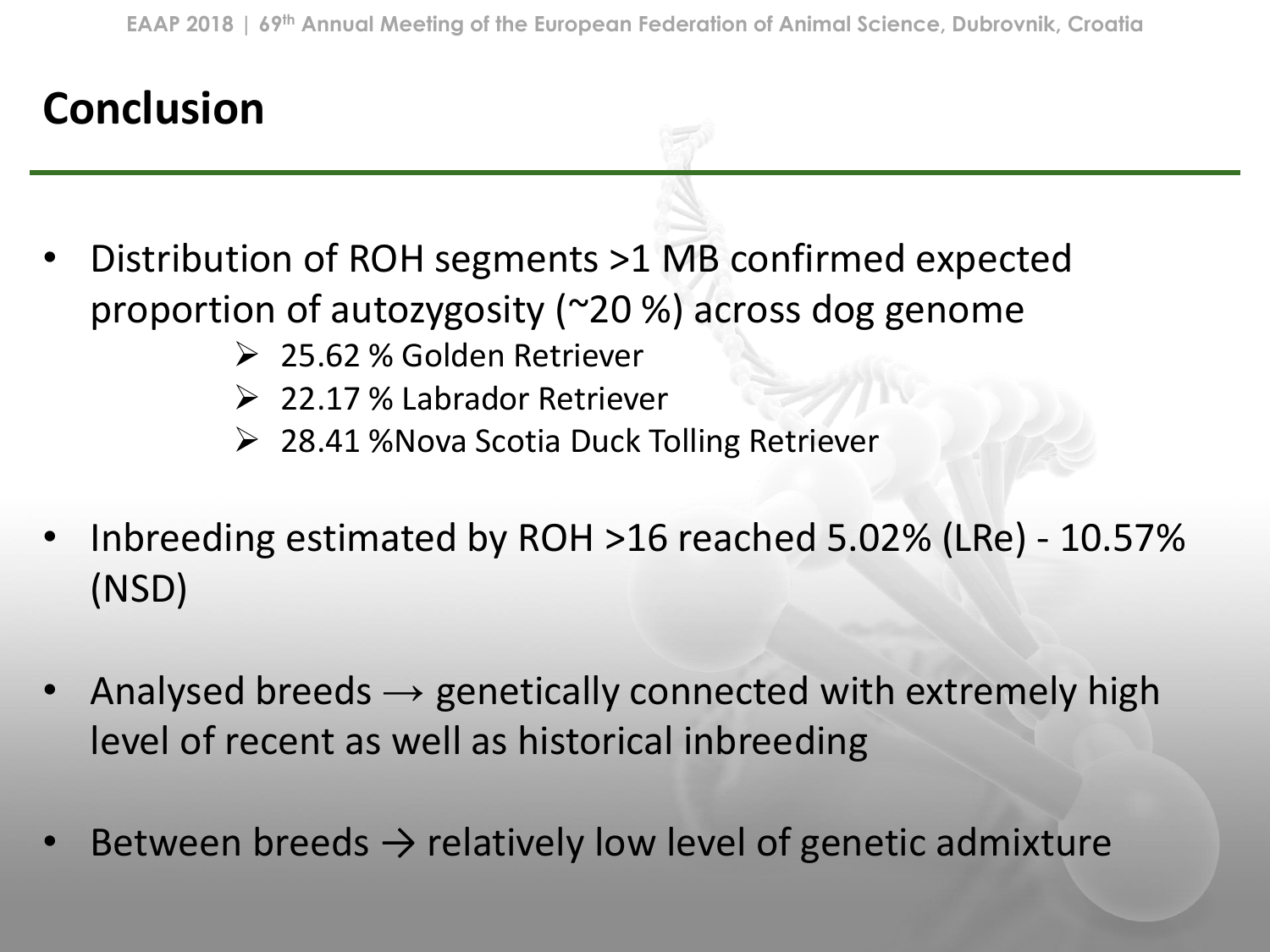# Conclusion

- Distribution of ROH segments >1 MB confirmed expected proportion of autozygosity (~20 %) across dog genome
  - 25.62 % Golden Retriever
  - 22.17 % Labrador Retriever
  - 28.41 %Nova Scotia Duck Tolling Retriever
- Inbreeding estimated by ROH >16 reached 5.02% (LRe) - 10.57% (NSD)
- Analysed breeds → genetically connected with extremely high level of recent as well as historical inbreeding
- Between breeds → relatively low level of genetic admixture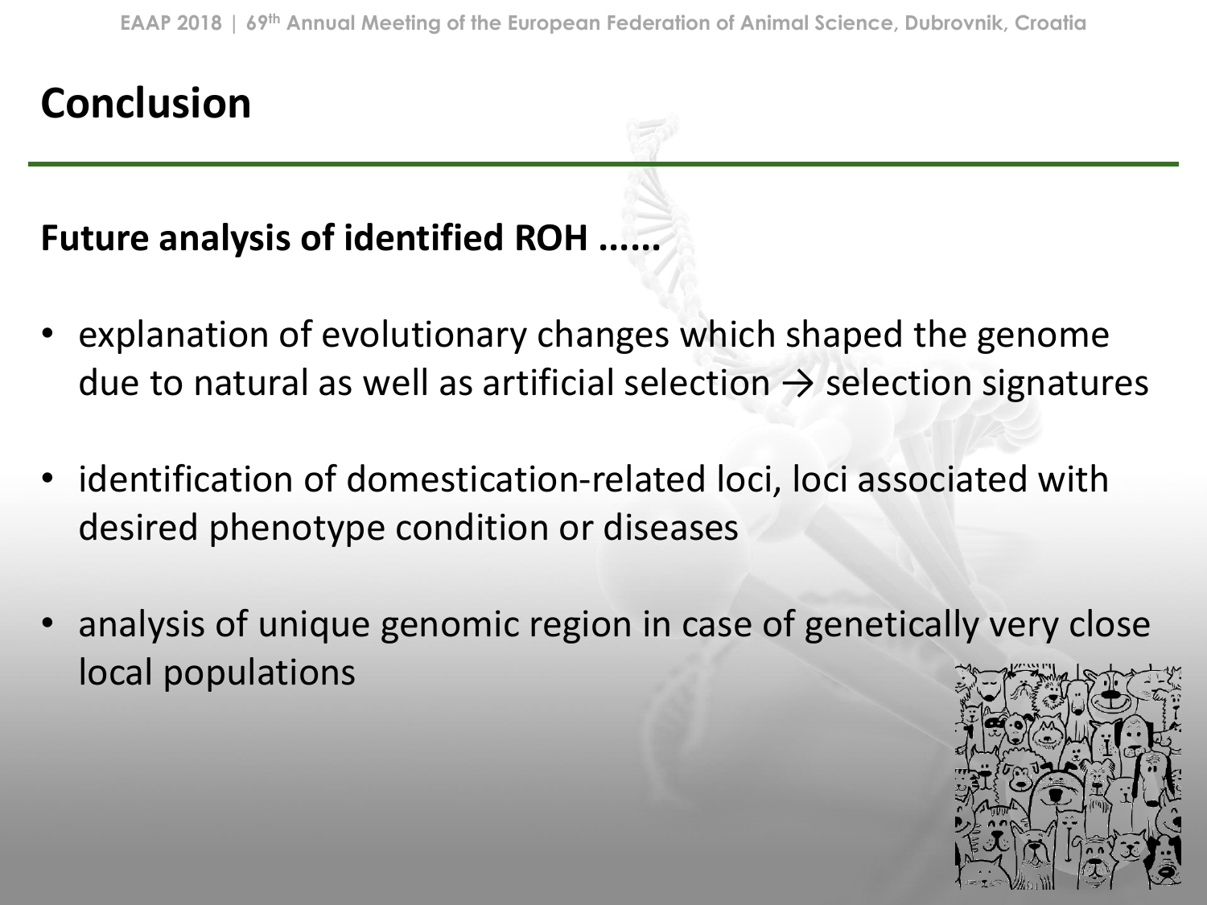# Conclusion

**Future analysis of identified ROH ......**

- explanation of evolutionary changes which shaped the genome due to natural as well as artificial selection → selection signatures
- identification of domestication-related loci, loci associated with desired phenotype condition or diseases
- analysis of unique genomic region in case of genetically very close local populations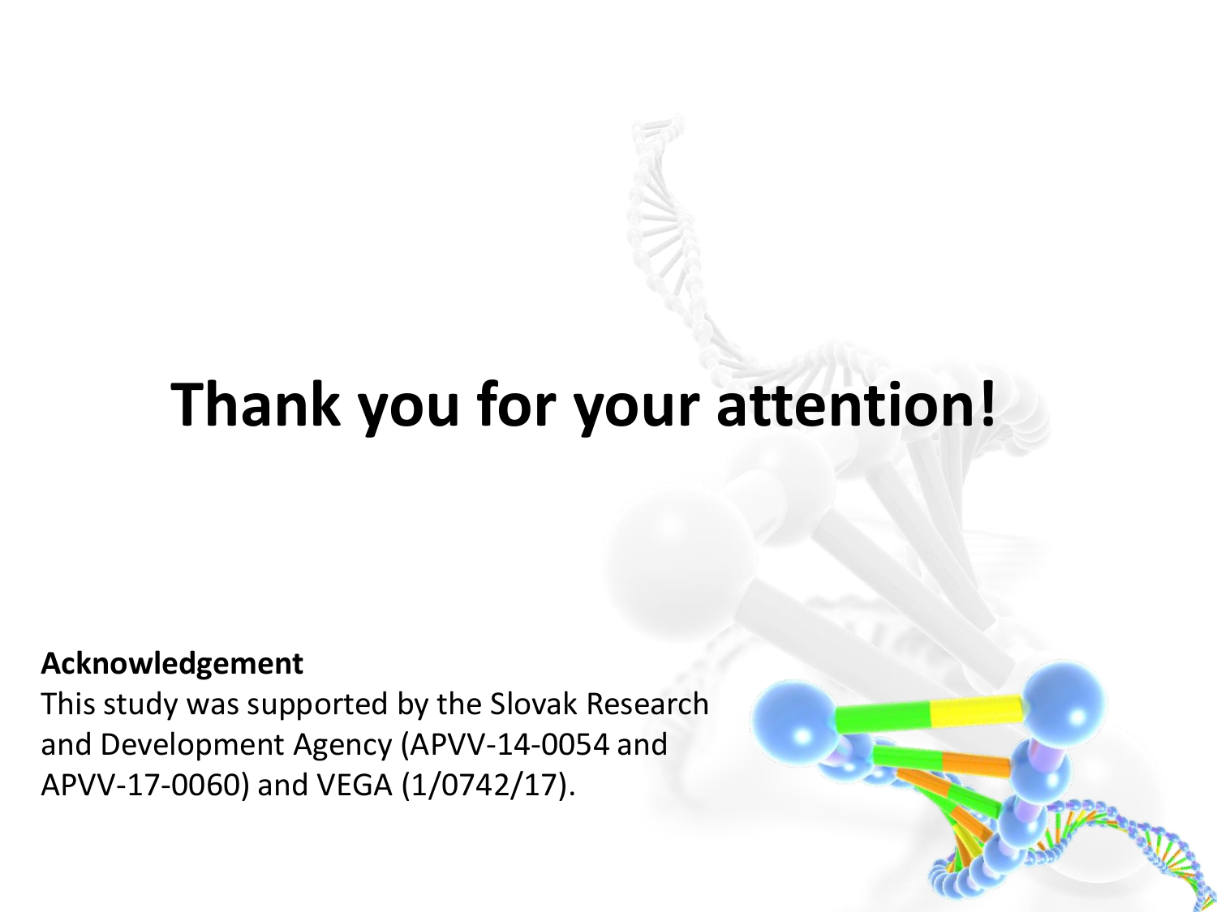# Thank you for your attention!

**Acknowledgement**

This study was supported by the Slovak Research and Development Agency (APVV-14-0054 and APVV-17-0060) and VEGA (1/0742/17).